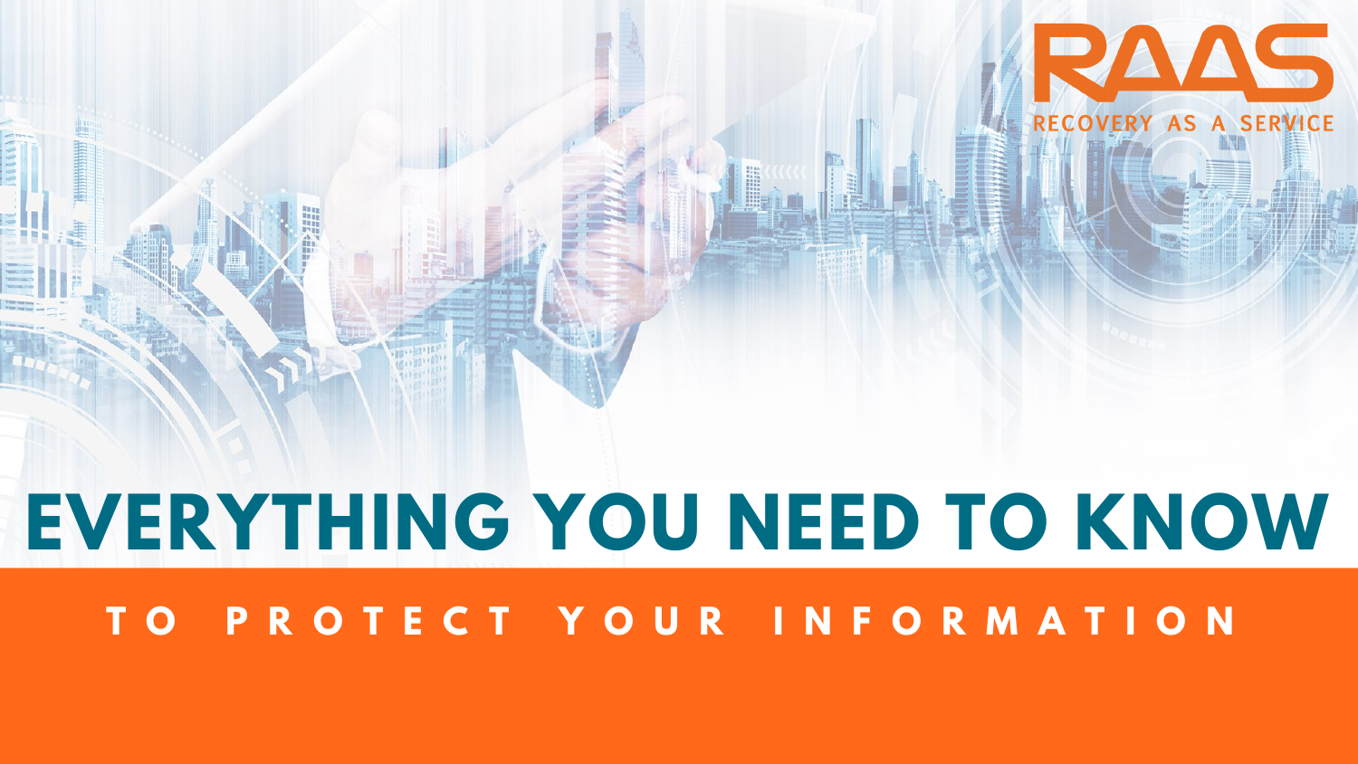RAAS

RECOVERY AS A SERVICE

# EVERYTHING YOU NEED TO KNOW

## TO PROTECT YOUR INFORMATION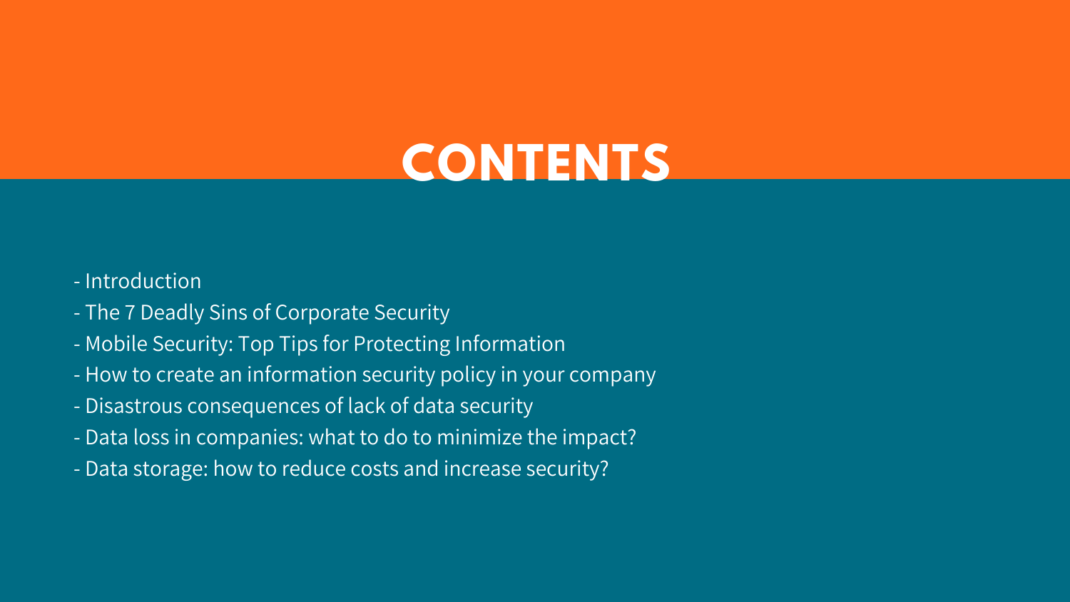# CONTENTS

- Introduction
- The 7 Deadly Sins of Corporate Security
- Mobile Security: Top Tips for Protecting Information
- How to create an information security policy in your company
- Disastrous consequences of lack of data security
- Data loss in companies: what to do to minimize the impact?
- Data storage: how to reduce costs and increase security?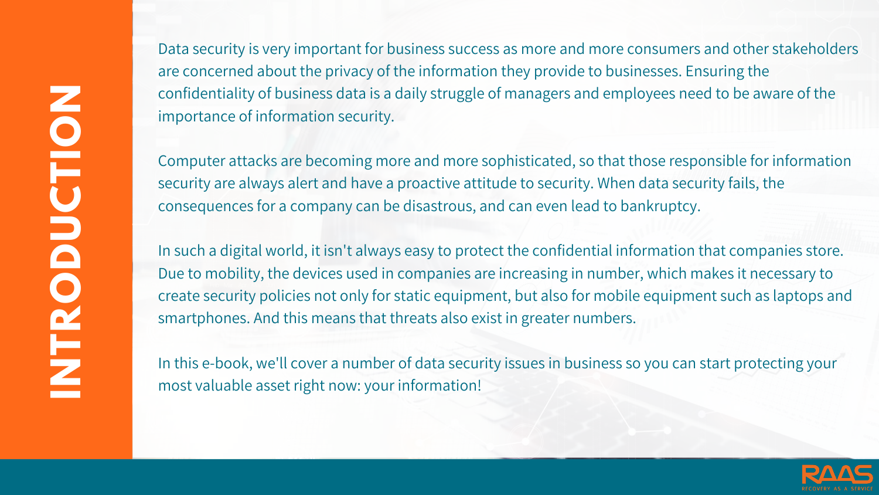# INTRODUCTION

Data security is very important for business success as more and more consumers and other stakeholders are concerned about the privacy of the information they provide to businesses. Ensuring the confidentiality of business data is a daily struggle of managers and employees need to be aware of the importance of information security.

Computer attacks are becoming more and more sophisticated, so that those responsible for information security are always alert and have a proactive attitude to security. When data security fails, the consequences for a company can be disastrous, and can even lead to bankruptcy.

In such a digital world, it isn't always easy to protect the confidential information that companies store. Due to mobility, the devices used in companies are increasing in number, which makes it necessary to create security policies not only for static equipment, but also for mobile equipment such as laptops and smartphones. And this means that threats also exist in greater numbers.

In this e-book, we'll cover a number of data security issues in business so you can start protecting your most valuable asset right now: your information!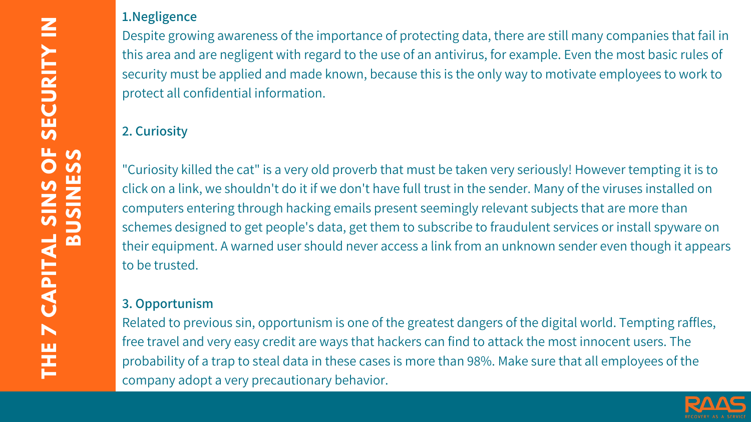# THE 7 CAPITAL SINS OF SECURITY IN BUSINESS

## 1.Negligence

Despite growing awareness of the importance of protecting data, there are still many companies that fail in this area and are negligent with regard to the use of an antivirus, for example. Even the most basic rules of security must be applied and made known, because this is the only way to motivate employees to work to protect all confidential information.

## 2. Curiosity

"Curiosity killed the cat" is a very old proverb that must be taken very seriously! However tempting it is to click on a link, we shouldn't do it if we don't have full trust in the sender. Many of the viruses installed on computers entering through hacking emails present seemingly relevant subjects that are more than schemes designed to get people's data, get them to subscribe to fraudulent services or install spyware on their equipment. A warned user should never access a link from an unknown sender even though it appears to be trusted.

## 3. Opportunism

Related to previous sin, opportunism is one of the greatest dangers of the digital world. Tempting raffles, free travel and very easy credit are ways that hackers can find to attack the most innocent users. The probability of a trap to steal data in these cases is more than 98%. Make sure that all employees of the company adopt a very precautionary behavior.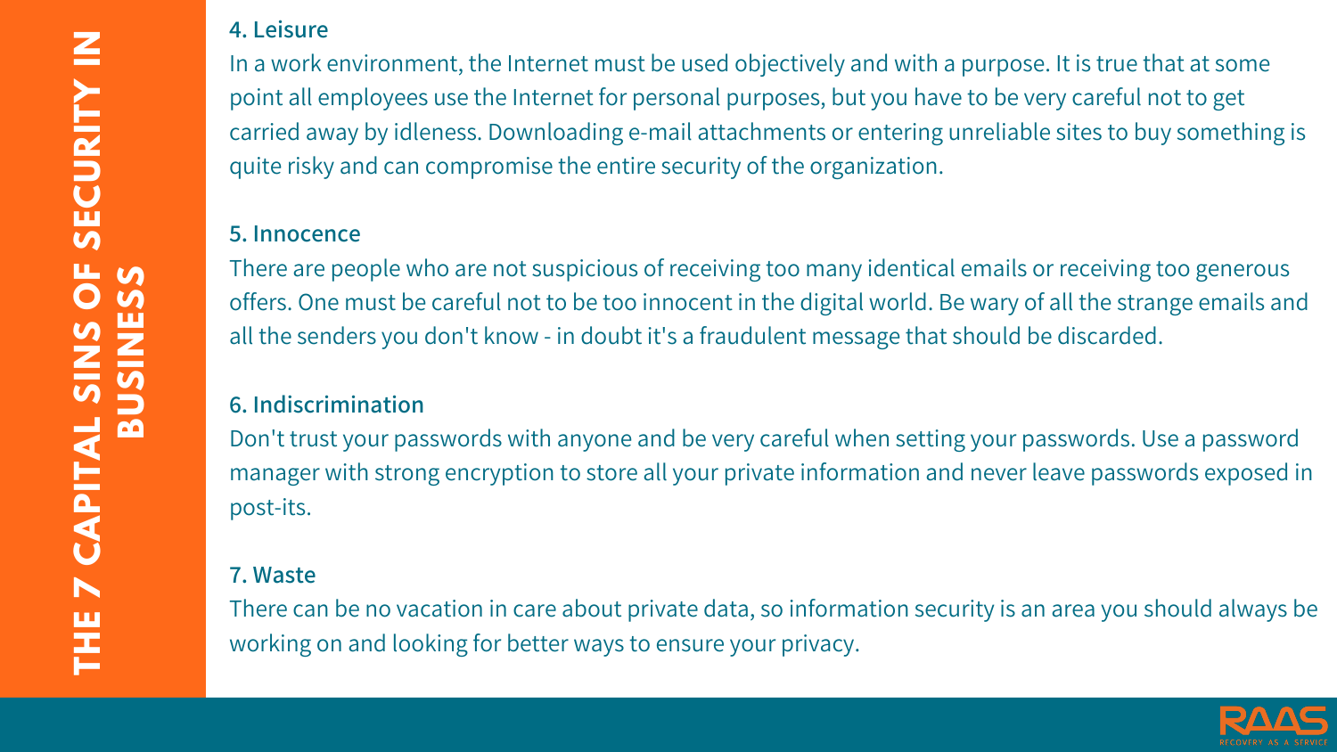# THE 7 CAPITAL SINS OF SECURITY IN BUSINESS

### 4. Leisure

In a work environment, the Internet must be used objectively and with a purpose. It is true that at some point all employees use the Internet for personal purposes, but you have to be very careful not to get carried away by idleness. Downloading e-mail attachments or entering unreliable sites to buy something is quite risky and can compromise the entire security of the organization.

### 5. Innocence

There are people who are not suspicious of receiving too many identical emails or receiving too generous offers. One must be careful not to be too innocent in the digital world. Be wary of all the strange emails and all the senders you don't know - in doubt it's a fraudulent message that should be discarded.

### 6. Indiscrimination

Don't trust your passwords with anyone and be very careful when setting your passwords. Use a password manager with strong encryption to store all your private information and never leave passwords exposed in post-its.

### 7. Waste

There can be no vacation in care about private data, so information security is an area you should always be working on and looking for better ways to ensure your privacy.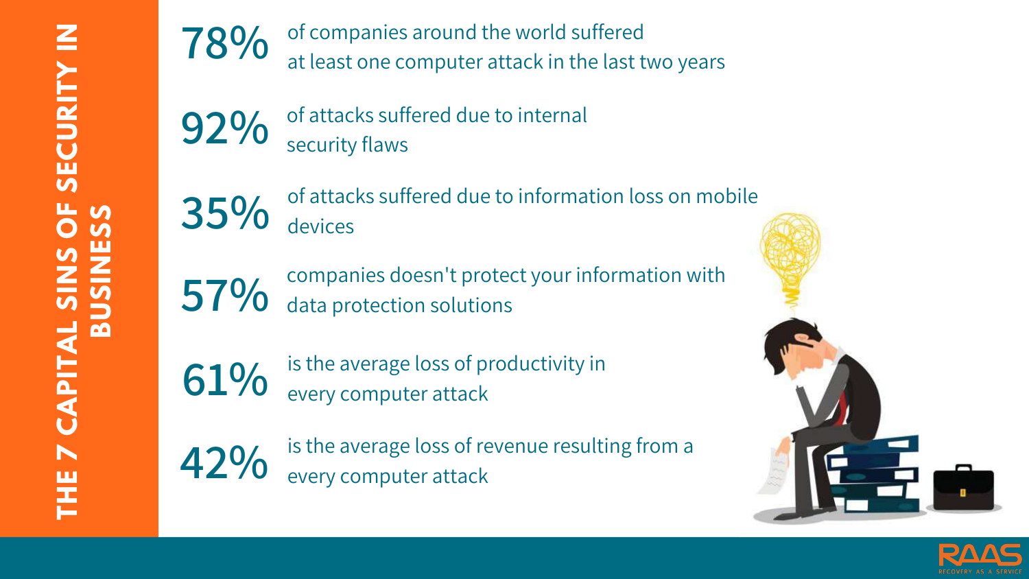# THE 7 CAPITAL SINS OF SECURITY IN BUSINESS

**78%** of companies around the world suffered at least one computer attack in the last two years

**92%** of attacks suffered due to internal security flaws

**35%** of attacks suffered due to information loss on mobile devices

**57%** companies doesn't protect your information with data protection solutions

**61%** is the average loss of productivity in every computer attack

**42%** is the average loss of revenue resulting from a every computer attack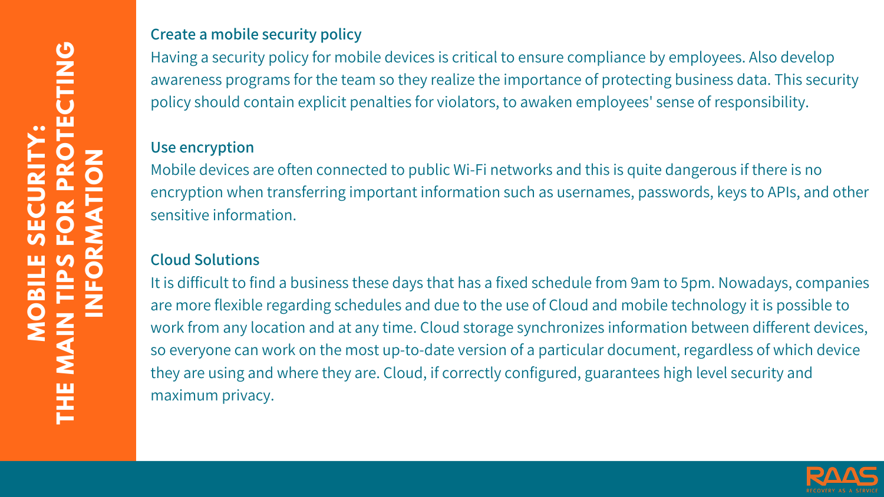# MOBILE SECURITY: THE MAIN TIPS FOR PROTECTING INFORMATION

### Create a mobile security policy

Having a security policy for mobile devices is critical to ensure compliance by employees. Also develop awareness programs for the team so they realize the importance of protecting business data. This security policy should contain explicit penalties for violators, to awaken employees' sense of responsibility.

### Use encryption

Mobile devices are often connected to public Wi-Fi networks and this is quite dangerous if there is no encryption when transferring important information such as usernames, passwords, keys to APIs, and other sensitive information.

### Cloud Solutions

It is difficult to find a business these days that has a fixed schedule from 9am to 5pm. Nowadays, companies are more flexible regarding schedules and due to the use of Cloud and mobile technology it is possible to work from any location and at any time. Cloud storage synchronizes information between different devices, so everyone can work on the most up-to-date version of a particular document, regardless of which device they are using and where they are. Cloud, if correctly configured, guarantees high level security and maximum privacy.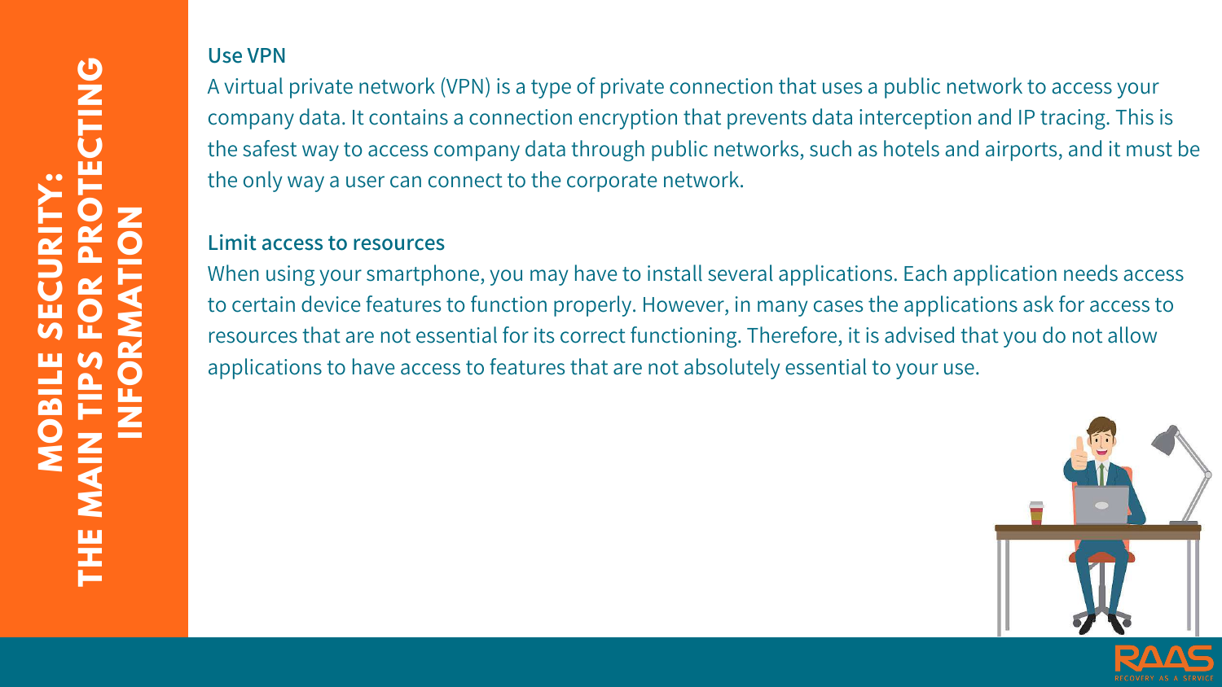### Use VPN

A virtual private network (VPN) is a type of private connection that uses a public network to access your company data. It contains a connection encryption that prevents data interception and IP tracing. This is the safest way to access company data through public networks, such as hotels and airports, and it must be the only way a user can connect to the corporate network.

### Limit access to resources

When using your smartphone, you may have to install several applications. Each application needs access to certain device features to function properly. However, in many cases the applications ask for access to resources that are not essential for its correct functioning. Therefore, it is advised that you do not allow applications to have access to features that are not absolutely essential to your use.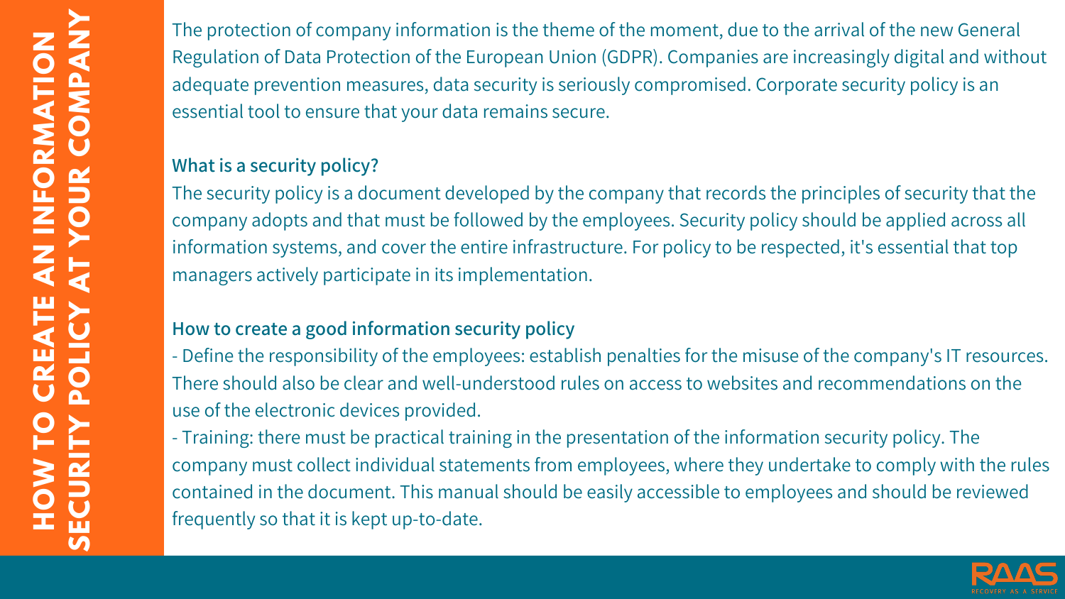# HOW TO CREATE AN INFORMATION SECURITY POLICY AT YOUR COMPANY

The protection of company information is the theme of the moment, due to the arrival of the new General Regulation of Data Protection of the European Union (GDPR). Companies are increasingly digital and without adequate prevention measures, data security is seriously compromised. Corporate security policy is an essential tool to ensure that your data remains secure.

**What is a security policy?**

The security policy is a document developed by the company that records the principles of security that the company adopts and that must be followed by the employees. Security policy should be applied across all information systems, and cover the entire infrastructure. For policy to be respected, it's essential that top managers actively participate in its implementation.

**How to create a good information security policy**

- Define the responsibility of the employees: establish penalties for the misuse of the company's IT resources. There should also be clear and well-understood rules on access to websites and recommendations on the use of the electronic devices provided.
- Training: there must be practical training in the presentation of the information security policy. The company must collect individual statements from employees, where they undertake to comply with the rules contained in the document. This manual should be easily accessible to employees and should be reviewed frequently so that it is kept up-to-date.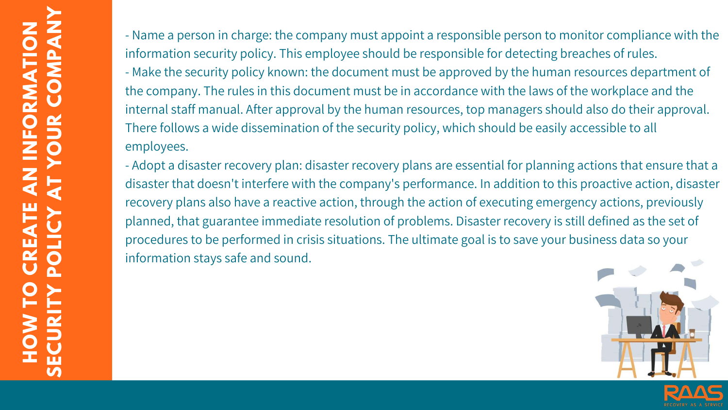# HOW TO CREATE AN INFORMATION SECURITY POLICY AT YOUR COMPANY

- Name a person in charge: the company must appoint a responsible person to monitor compliance with the information security policy. This employee should be responsible for detecting breaches of rules.
- Make the security policy known: the document must be approved by the human resources department of the company. The rules in this document must be in accordance with the laws of the workplace and the internal staff manual. After approval by the human resources, top managers should also do their approval. There follows a wide dissemination of the security policy, which should be easily accessible to all employees.
- Adopt a disaster recovery plan: disaster recovery plans are essential for planning actions that ensure that a disaster that doesn't interfere with the company's performance. In addition to this proactive action, disaster recovery plans also have a reactive action, through the action of executing emergency actions, previously planned, that guarantee immediate resolution of problems. Disaster recovery is still defined as the set of procedures to be performed in crisis situations. The ultimate goal is to save your business data so your information stays safe and sound.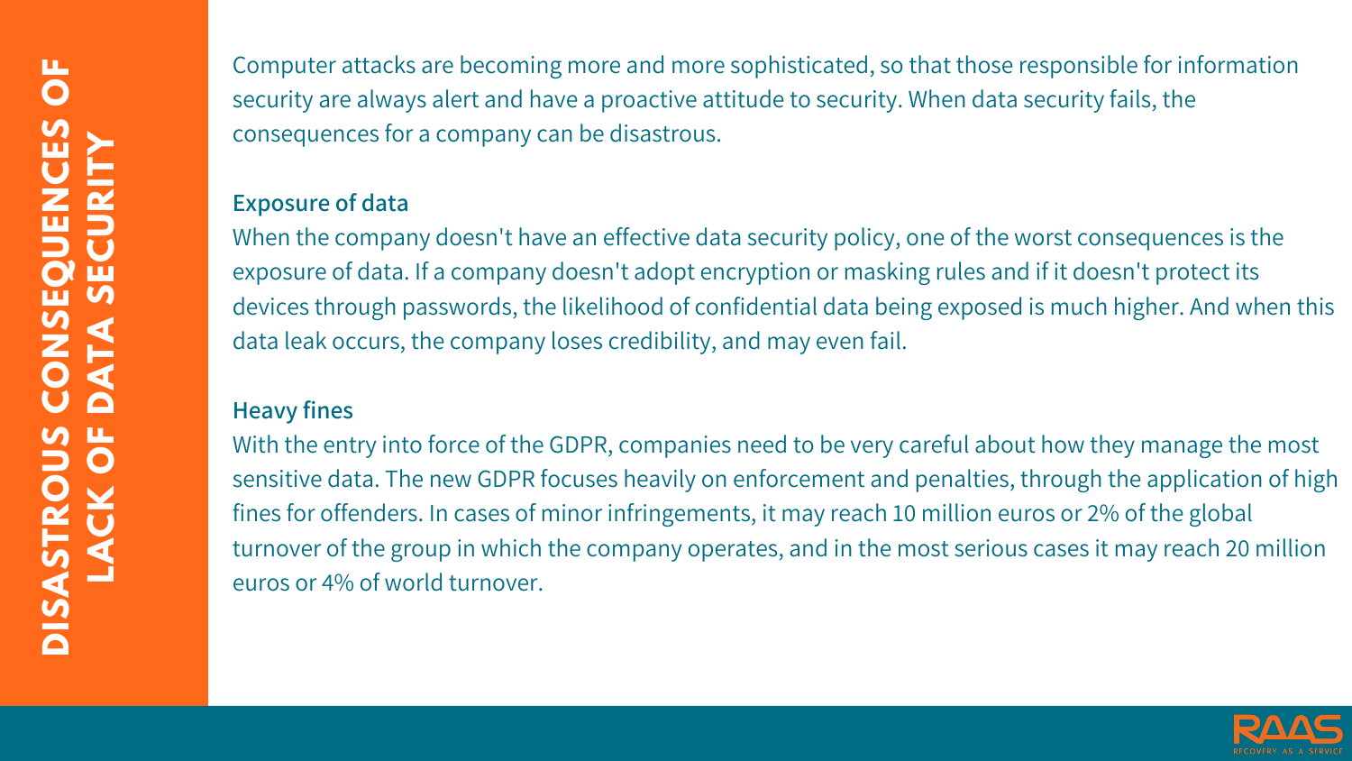# DISASTROUS CONSEQUENCES OF LACK OF DATA SECURITY

Computer attacks are becoming more and more sophisticated, so that those responsible for information security are always alert and have a proactive attitude to security. When data security fails, the consequences for a company can be disastrous.

## Exposure of data

When the company doesn't have an effective data security policy, one of the worst consequences is the exposure of data. If a company doesn't adopt encryption or masking rules and if it doesn't protect its devices through passwords, the likelihood of confidential data being exposed is much higher. And when this data leak occurs, the company loses credibility, and may even fail.

## Heavy fines

With the entry into force of the GDPR, companies need to be very careful about how they manage the most sensitive data. The new GDPR focuses heavily on enforcement and penalties, through the application of high fines for offenders. In cases of minor infringements, it may reach 10 million euros or 2% of the global turnover of the group in which the company operates, and in the most serious cases it may reach 20 million euros or 4% of world turnover.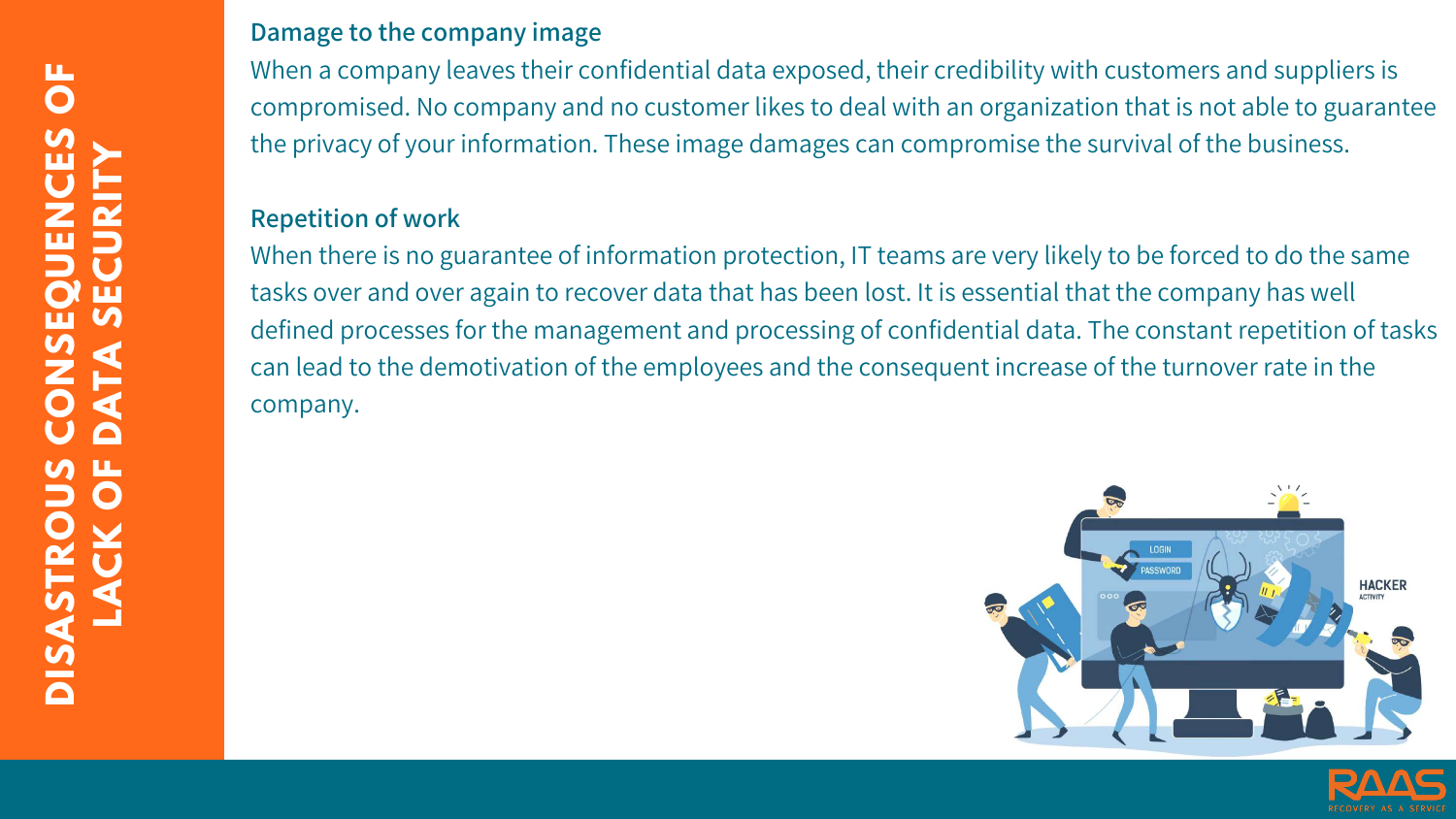# DISASTROUS CONSEQUENCES OF LACK OF DATA SECURITY

## Damage to the company image

When a company leaves their confidential data exposed, their credibility with customers and suppliers is compromised. No company and no customer likes to deal with an organization that is not able to guarantee the privacy of your information. These image damages can compromise the survival of the business.

## Repetition of work

When there is no guarantee of information protection, IT teams are very likely to be forced to do the same tasks over and over again to recover data that has been lost. It is essential that the company has well defined processes for the management and processing of confidential data. The constant repetition of tasks can lead to the demotivation of the employees and the consequent increase of the turnover rate in the company.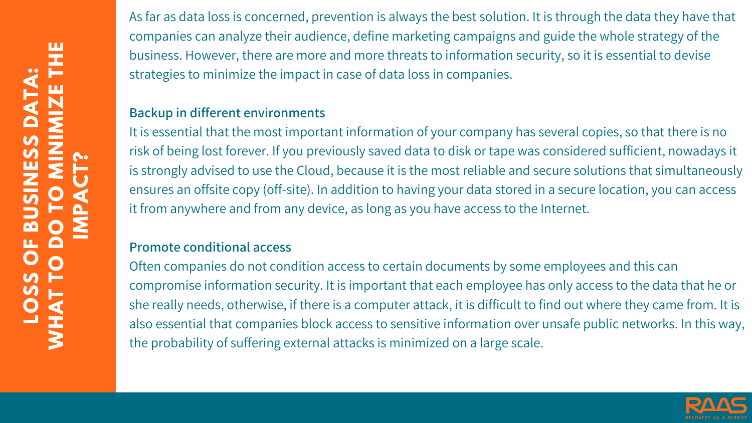# LOSS OF BUSINESS DATA: WHAT TO DO TO MINIMIZE THE IMPACT?

As far as data loss is concerned, prevention is always the best solution. It is through the data they have that companies can analyze their audience, define marketing campaigns and guide the whole strategy of the business. However, there are more and more threats to information security, so it is essential to devise strategies to minimize the impact in case of data loss in companies.

## Backup in different environments

It is essential that the most important information of your company has several copies, so that there is no risk of being lost forever. If you previously saved data to disk or tape was considered sufficient, nowadays it is strongly advised to use the Cloud, because it is the most reliable and secure solutions that simultaneously ensures an offsite copy (off-site). In addition to having your data stored in a secure location, you can access it from anywhere and from any device, as long as you have access to the Internet.

## Promote conditional access

Often companies do not condition access to certain documents by some employees and this can compromise information security. It is important that each employee has only access to the data that he or she really needs, otherwise, if there is a computer attack, it is difficult to find out where they came from. It is also essential that companies block access to sensitive information over unsafe public networks. In this way, the probability of suffering external attacks is minimized on a large scale.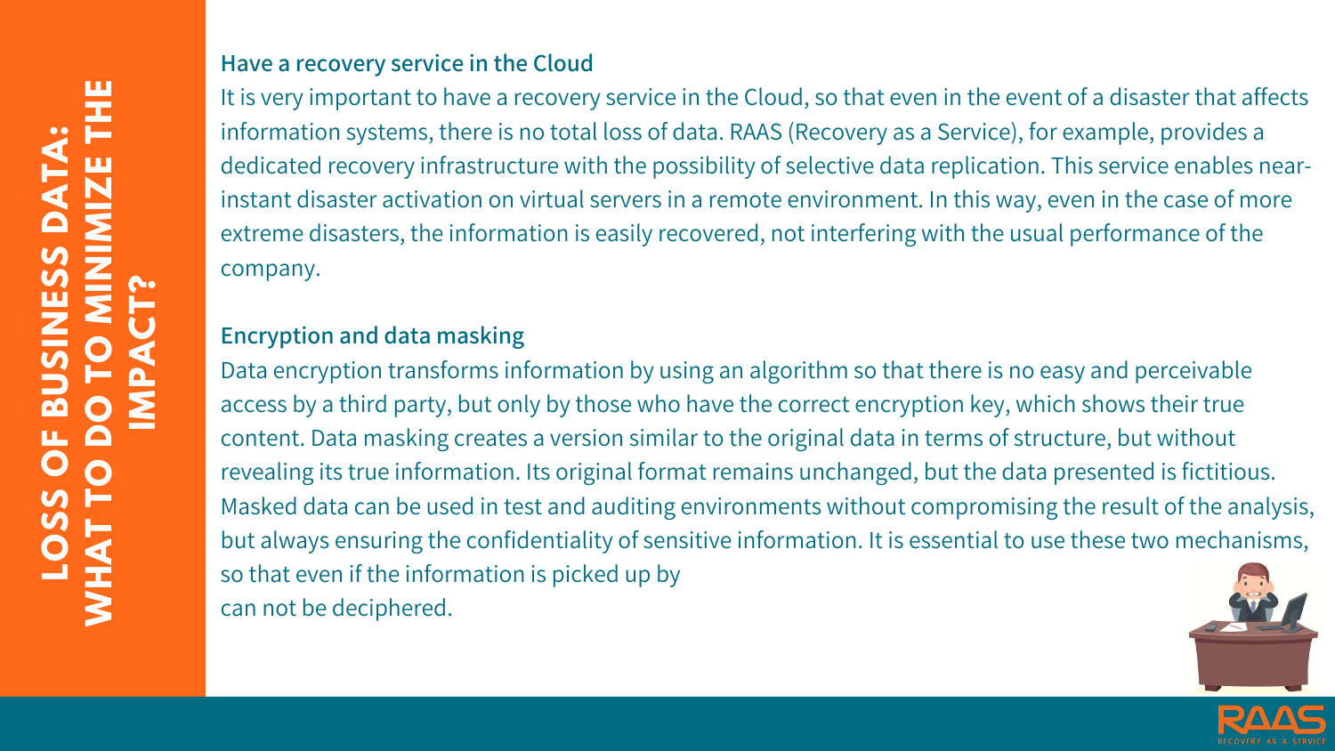# LOSS OF BUSINESS DATA: WHAT TO DO TO MINIMIZE THE IMPACT?

## Have a recovery service in the Cloud

It is very important to have a recovery service in the Cloud, so that even in the event of a disaster that affects information systems, there is no total loss of data. RAAS (Recovery as a Service), for example, provides a dedicated recovery infrastructure with the possibility of selective data replication. This service enables near-instant disaster activation on virtual servers in a remote environment. In this way, even in the case of more extreme disasters, the information is easily recovered, not interfering with the usual performance of the company.

## Encryption and data masking

Data encryption transforms information by using an algorithm so that there is no easy and perceivable access by a third party, but only by those who have the correct encryption key, which shows their true content. Data masking creates a version similar to the original data in terms of structure, but without revealing its true information. Its original format remains unchanged, but the data presented is fictitious. Masked data can be used in test and auditing environments without compromising the result of the analysis, but always ensuring the confidentiality of sensitive information. It is essential to use these two mechanisms, so that even if the information is picked up by
can not be deciphered.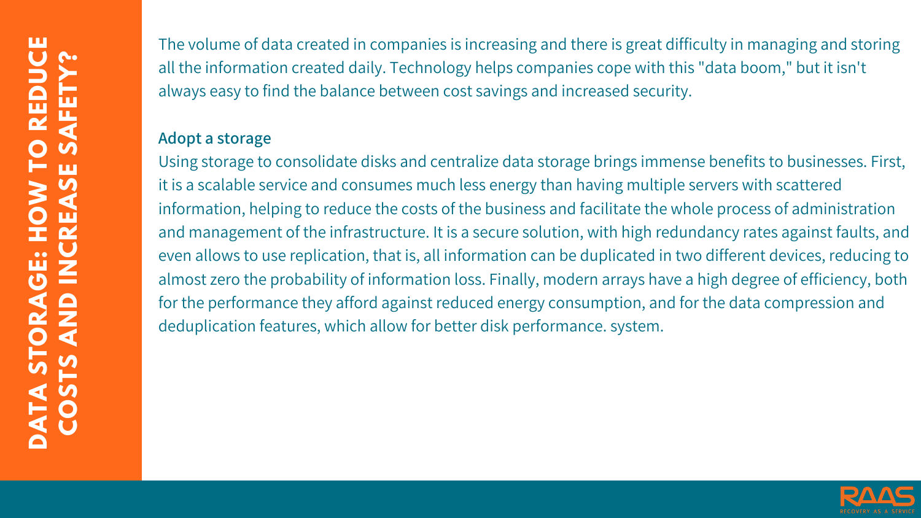# DATA STORAGE: HOW TO REDUCE COSTS AND INCREASE SAFETY?

The volume of data created in companies is increasing and there is great difficulty in managing and storing all the information created daily. Technology helps companies cope with this "data boom," but it isn't always easy to find the balance between cost savings and increased security.

## Adopt a storage

Using storage to consolidate disks and centralize data storage brings immense benefits to businesses. First, it is a scalable service and consumes much less energy than having multiple servers with scattered information, helping to reduce the costs of the business and facilitate the whole process of administration and management of the infrastructure. It is a secure solution, with high redundancy rates against faults, and even allows to use replication, that is, all information can be duplicated in two different devices, reducing to almost zero the probability of information loss. Finally, modern arrays have a high degree of efficiency, both for the performance they afford against reduced energy consumption, and for the data compression and deduplication features, which allow for better disk performance. system.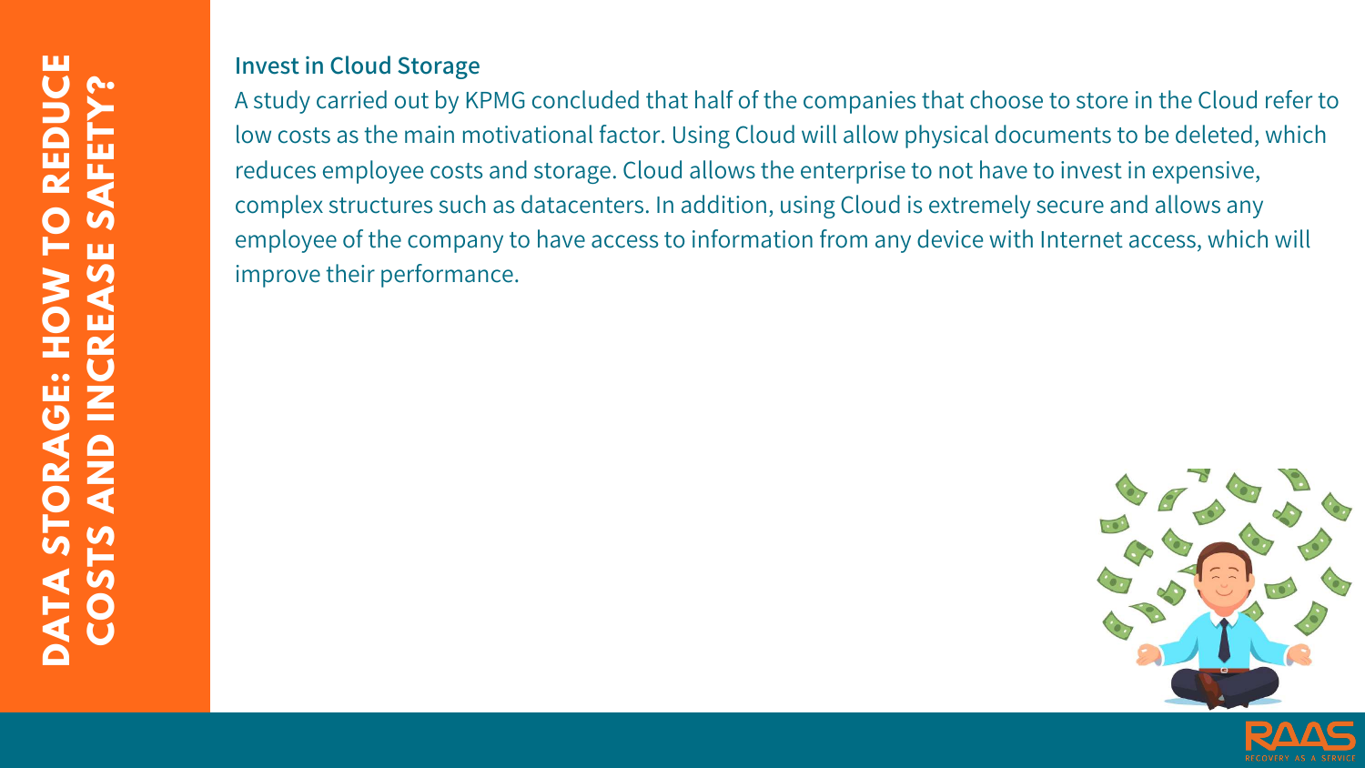### Invest in Cloud Storage

A study carried out by KPMG concluded that half of the companies that choose to store in the Cloud refer to low costs as the main motivational factor. Using Cloud will allow physical documents to be deleted, which reduces employee costs and storage. Cloud allows the enterprise to not have to invest in expensive, complex structures such as datacenters. In addition, using Cloud is extremely secure and allows any employee of the company to have access to information from any device with Internet access, which will improve their performance.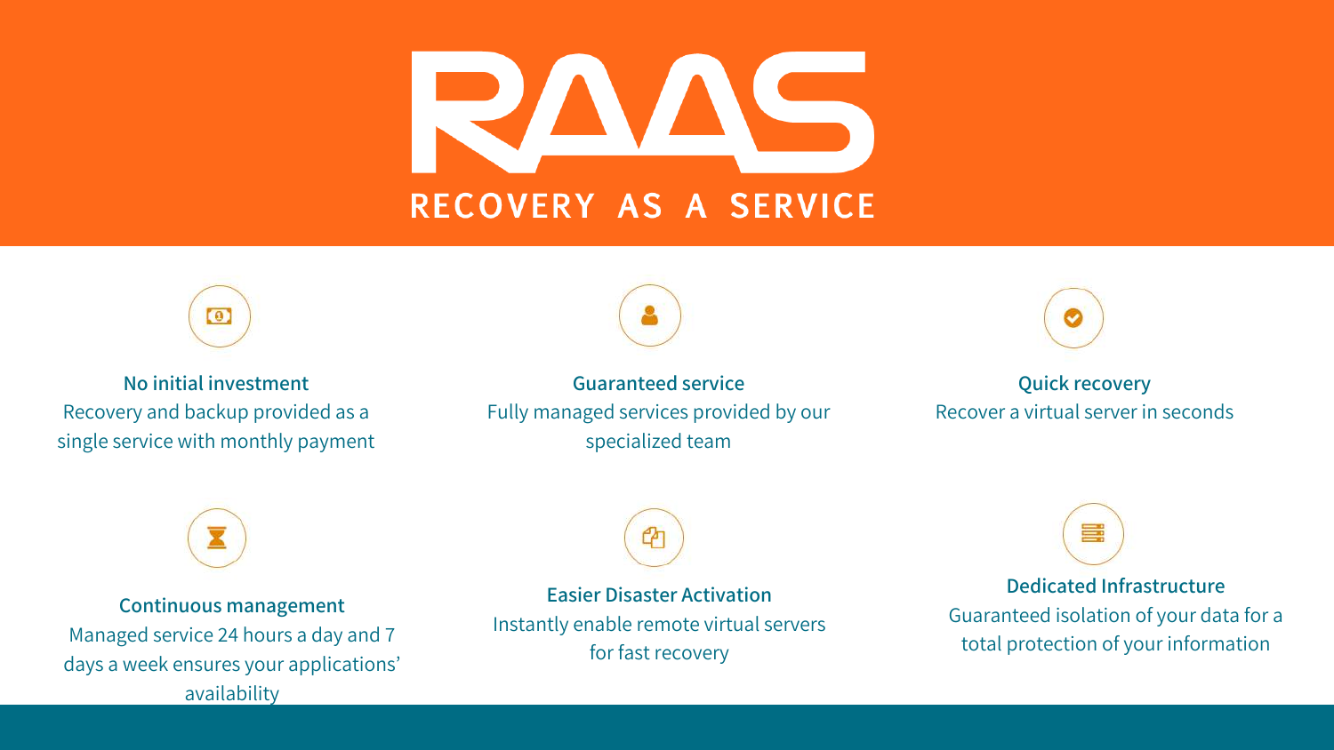# RAAS

## RECOVERY AS A SERVICE

**No initial investment**
Recovery and backup provided as a single service with monthly payment

**Guaranteed service**
Fully managed services provided by our specialized team

**Quick recovery**
Recover a virtual server in seconds

**Continuous management**
Managed service 24 hours a day and 7 days a week ensures your applications' availability

**Easier Disaster Activation**
Instantly enable remote virtual servers for fast recovery

**Dedicated Infrastructure**
Guaranteed isolation of your data for a total protection of your information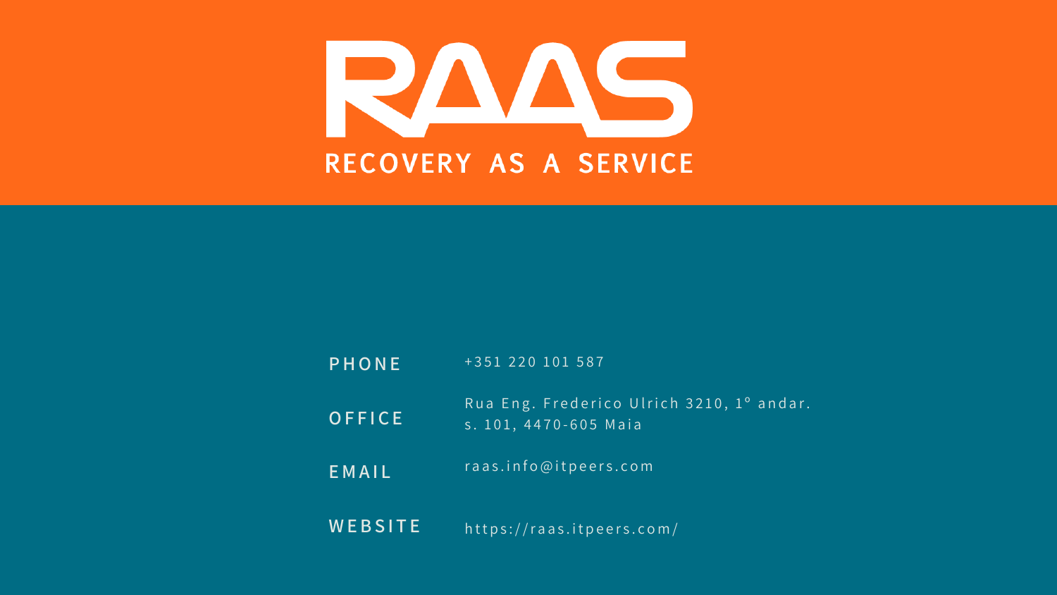# RAAS

## RECOVERY AS A SERVICE

| | |
|---|---|
| PHONE | +351 220 101 587 |
| OFFICE | Rua Eng. Frederico Ulrich 3210, 1º andar. s. 101, 4470-605 Maia |
| EMAIL | raas.info@itpeers.com |
| WEBSITE | https://raas.itpeers.com/ |